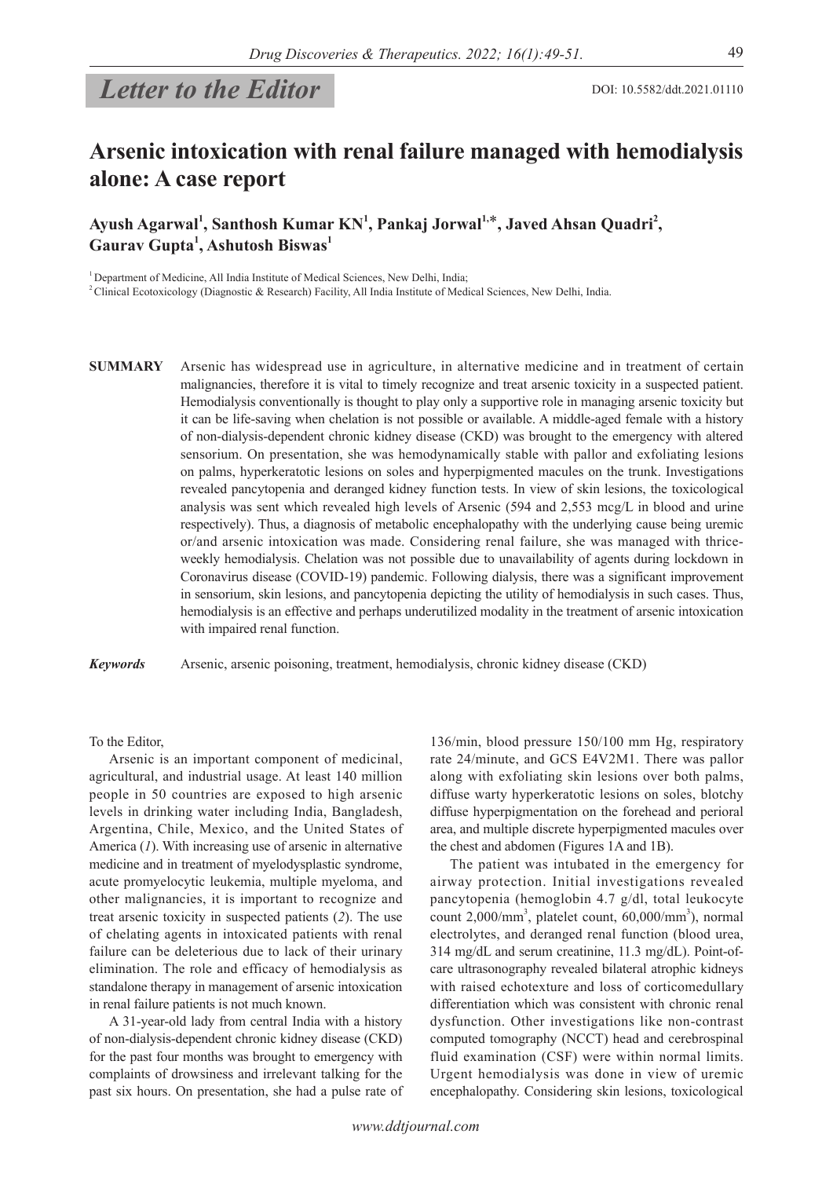*Letter to the Editor*

DOI: 10.5582/ddt.2021.01110

# Arsenic intoxication with renal failure managed with hemodialysis alone: A case report

**Ayush Agarwal[1], Santhosh Kumar KN[1], Pankaj Jorwal[1,*], Javed Ahsan Quadri[2], Gaurav Gupta[1], Ashutosh Biswas[1]**

[1] Department of Medicine, All India Institute of Medical Sciences, New Delhi, India;

[2] Clinical Ecotoxicology (Diagnostic & Research) Facility, All India Institute of Medical Sciences, New Delhi, India.

**SUMMARY** Arsenic has widespread use in agriculture, in alternative medicine and in treatment of certain malignancies, therefore it is vital to timely recognize and treat arsenic toxicity in a suspected patient. Hemodialysis conventionally is thought to play only a supportive role in managing arsenic toxicity but it can be life-saving when chelation is not possible or available. A middle-aged female with a history of non-dialysis-dependent chronic kidney disease (CKD) was brought to the emergency with altered sensorium. On presentation, she was hemodynamically stable with pallor and exfoliating lesions on palms, hyperkeratotic lesions on soles and hyperpigmented macules on the trunk. Investigations revealed pancytopenia and deranged kidney function tests. In view of skin lesions, the toxicological analysis was sent which revealed high levels of Arsenic (594 and 2,553 mcg/L in blood and urine respectively). Thus, a diagnosis of metabolic encephalopathy with the underlying cause being uremic or/and arsenic intoxication was made. Considering renal failure, she was managed with thrice-weekly hemodialysis. Chelation was not possible due to unavailability of agents during lockdown in Coronavirus disease (COVID-19) pandemic. Following dialysis, there was a significant improvement in sensorium, skin lesions, and pancytopenia depicting the utility of hemodialysis in such cases. Thus, hemodialysis is an effective and perhaps underutilized modality in the treatment of arsenic intoxication with impaired renal function.

***Keywords*** Arsenic, arsenic poisoning, treatment, hemodialysis, chronic kidney disease (CKD)

To the Editor,

Arsenic is an important component of medicinal, agricultural, and industrial usage. At least 140 million people in 50 countries are exposed to high arsenic levels in drinking water including India, Bangladesh, Argentina, Chile, Mexico, and the United States of America (*1*). With increasing use of arsenic in alternative medicine and in treatment of myelodysplastic syndrome, acute promyelocytic leukemia, multiple myeloma, and other malignancies, it is important to recognize and treat arsenic toxicity in suspected patients (*2*). The use of chelating agents in intoxicated patients with renal failure can be deleterious due to lack of their urinary elimination. The role and efficacy of hemodialysis as standalone therapy in management of arsenic intoxication in renal failure patients is not much known.

A 31-year-old lady from central India with a history of non-dialysis-dependent chronic kidney disease (CKD) for the past four months was brought to emergency with complaints of drowsiness and irrelevant talking for the past six hours. On presentation, she had a pulse rate of 136/min, blood pressure 150/100 mm Hg, respiratory rate 24/minute, and GCS E4V2M1. There was pallor along with exfoliating skin lesions over both palms, diffuse warty hyperkeratotic lesions on soles, blotchy diffuse hyperpigmentation on the forehead and perioral area, and multiple discrete hyperpigmented macules over the chest and abdomen (Figures 1A and 1B).

The patient was intubated in the emergency for airway protection. Initial investigations revealed pancytopenia (hemoglobin 4.7 g/dl, total leukocyte count 2,000/mm$^3$, platelet count, 60,000/mm$^3$), normal electrolytes, and deranged renal function (blood urea, 314 mg/dL and serum creatinine, 11.3 mg/dL). Point-of-care ultrasonography revealed bilateral atrophic kidneys with raised echotexture and loss of corticomedullary differentiation which was consistent with chronic renal dysfunction. Other investigations like non-contrast computed tomography (NCCT) head and cerebrospinal fluid examination (CSF) were within normal limits. Urgent hemodialysis was done in view of uremic encephalopathy. Considering skin lesions, toxicological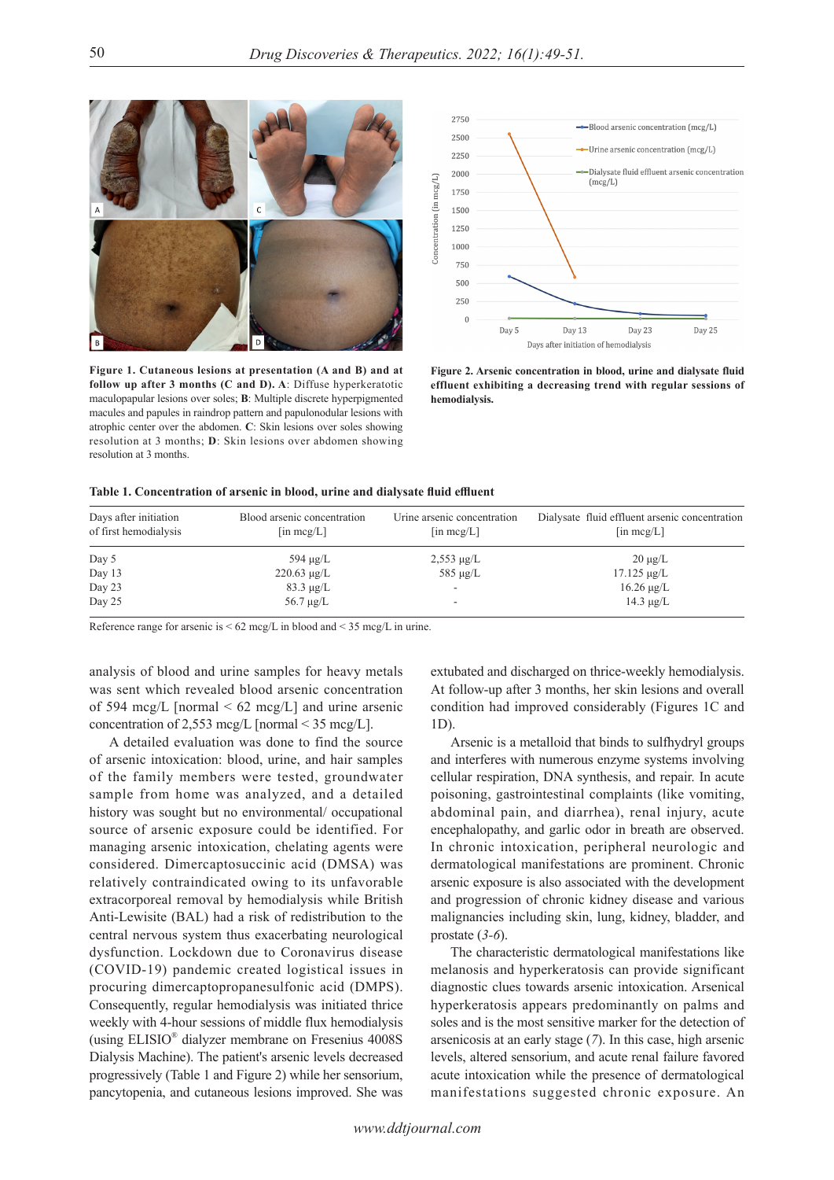**Figure 1. Cutaneous lesions at presentation (A and B) and at follow up after 3 months (C and D).** **A**: Diffuse hyperkeratotic maculopapular lesions over soles; **B**: Multiple discrete hyperpigmented macules and papules in raindrop pattern and papulonodular lesions with atrophic center over the abdomen. **C**: Skin lesions over soles showing resolution at 3 months; **D**: Skin lesions over abdomen showing resolution at 3 months.

**Figure 2. Arsenic concentration in blood, urine and dialysate fluid effluent exhibiting a decreasing trend with regular sessions of hemodialysis.**

**Table 1. Concentration of arsenic in blood, urine and dialysate fluid effluent**

| Days after initiation of first hemodialysis | Blood arsenic concentration [in mcg/L] | Urine arsenic concentration [in mcg/L] | Dialysate fluid effluent arsenic concentration [in mcg/L] |
|---|---|---|---|
| Day 5 | 594 µg/L | 2,553 µg/L | 20 µg/L |
| Day 13 | 220.63 µg/L | 585 µg/L | 17.125 µg/L |
| Day 23 | 83.3 µg/L | - | 16.26 µg/L |
| Day 25 | 56.7 µg/L | - | 14.3 µg/L |

Reference range for arsenic is < 62 mcg/L in blood and < 35 mcg/L in urine.

analysis of blood and urine samples for heavy metals was sent which revealed blood arsenic concentration of 594 mcg/L [normal < 62 mcg/L] and urine arsenic concentration of 2,553 mcg/L [normal < 35 mcg/L].

A detailed evaluation was done to find the source of arsenic intoxication: blood, urine, and hair samples of the family members were tested, groundwater sample from home was analyzed, and a detailed history was sought but no environmental/ occupational source of arsenic exposure could be identified. For managing arsenic intoxication, chelating agents were considered. Dimercaptosuccinic acid (DMSA) was relatively contraindicated owing to its unfavorable extracorporeal removal by hemodialysis while British Anti-Lewisite (BAL) had a risk of redistribution to the central nervous system thus exacerbating neurological dysfunction. Lockdown due to Coronavirus disease (COVID-19) pandemic created logistical issues in procuring dimercaptopropanesulfonic acid (DMPS). Consequently, regular hemodialysis was initiated thrice weekly with 4-hour sessions of middle flux hemodialysis (using ELISIO® dialyzer membrane on Fresenius 4008S Dialysis Machine). The patient's arsenic levels decreased progressively (Table 1 and Figure 2) while her sensorium, pancytopenia, and cutaneous lesions improved. She was extubated and discharged on thrice-weekly hemodialysis. At follow-up after 3 months, her skin lesions and overall condition had improved considerably (Figures 1C and 1D).

Arsenic is a metalloid that binds to sulfhydryl groups and interferes with numerous enzyme systems involving cellular respiration, DNA synthesis, and repair. In acute poisoning, gastrointestinal complaints (like vomiting, abdominal pain, and diarrhea), renal injury, acute encephalopathy, and garlic odor in breath are observed. In chronic intoxication, peripheral neurologic and dermatological manifestations are prominent. Chronic arsenic exposure is also associated with the development and progression of chronic kidney disease and various malignancies including skin, lung, kidney, bladder, and prostate (*3-6*).

The characteristic dermatological manifestations like melanosis and hyperkeratosis can provide significant diagnostic clues towards arsenic intoxication. Arsenical hyperkeratosis appears predominantly on palms and soles and is the most sensitive marker for the detection of arsenicosis at an early stage (*7*). In this case, high arsenic levels, altered sensorium, and acute renal failure favored acute intoxication while the presence of dermatological manifestations suggested chronic exposure. An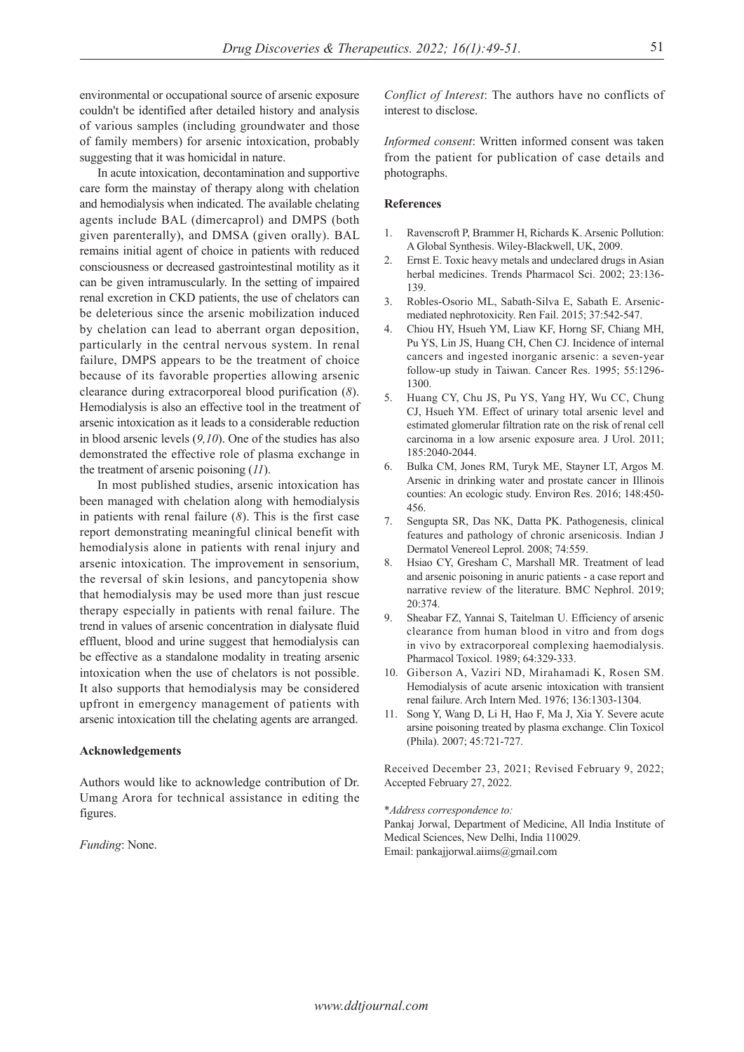environmental or occupational source of arsenic exposure couldn't be identified after detailed history and analysis of various samples (including groundwater and those of family members) for arsenic intoxication, probably suggesting that it was homicidal in nature.

In acute intoxication, decontamination and supportive care form the mainstay of therapy along with chelation and hemodialysis when indicated. The available chelating agents include BAL (dimercaprol) and DMPS (both given parenterally), and DMSA (given orally). BAL remains initial agent of choice in patients with reduced consciousness or decreased gastrointestinal motility as it can be given intramuscularly. In the setting of impaired renal excretion in CKD patients, the use of chelators can be deleterious since the arsenic mobilization induced by chelation can lead to aberrant organ deposition, particularly in the central nervous system. In renal failure, DMPS appears to be the treatment of choice because of its favorable properties allowing arsenic clearance during extracorporeal blood purification (*8*). Hemodialysis is also an effective tool in the treatment of arsenic intoxication as it leads to a considerable reduction in blood arsenic levels (*9,10*). One of the studies has also demonstrated the effective role of plasma exchange in the treatment of arsenic poisoning (*11*).

In most published studies, arsenic intoxication has been managed with chelation along with hemodialysis in patients with renal failure (*8*). This is the first case report demonstrating meaningful clinical benefit with hemodialysis alone in patients with renal injury and arsenic intoxication. The improvement in sensorium, the reversal of skin lesions, and pancytopenia show that hemodialysis may be used more than just rescue therapy especially in patients with renal failure. The trend in values of arsenic concentration in dialysate fluid effluent, blood and urine suggest that hemodialysis can be effective as a standalone modality in treating arsenic intoxication when the use of chelators is not possible. It also supports that hemodialysis may be considered upfront in emergency management of patients with arsenic intoxication till the chelating agents are arranged.

### Acknowledgements

Authors would like to acknowledge contribution of Dr. Umang Arora for technical assistance in editing the figures.

*Funding*: None.

*Conflict of Interest*: The authors have no conflicts of interest to disclose.

*Informed consent*: Written informed consent was taken from the patient for publication of case details and photographs.

### References

1. Ravenscroft P, Brammer H, Richards K. Arsenic Pollution: A Global Synthesis. Wiley-Blackwell, UK, 2009.
2. Ernst E. Toxic heavy metals and undeclared drugs in Asian herbal medicines. Trends Pharmacol Sci. 2002; 23:136-139.
3. Robles-Osorio ML, Sabath-Silva E, Sabath E. Arsenic-mediated nephrotoxicity. Ren Fail. 2015; 37:542-547.
4. Chiou HY, Hsueh YM, Liaw KF, Horng SF, Chiang MH, Pu YS, Lin JS, Huang CH, Chen CJ. Incidence of internal cancers and ingested inorganic arsenic: a seven-year follow-up study in Taiwan. Cancer Res. 1995; 55:1296-1300.
5. Huang CY, Chu JS, Pu YS, Yang HY, Wu CC, Chung CJ, Hsueh YM. Effect of urinary total arsenic level and estimated glomerular filtration rate on the risk of renal cell carcinoma in a low arsenic exposure area. J Urol. 2011; 185:2040-2044.
6. Bulka CM, Jones RM, Turyk ME, Stayner LT, Argos M. Arsenic in drinking water and prostate cancer in Illinois counties: An ecologic study. Environ Res. 2016; 148:450-456.
7. Sengupta SR, Das NK, Datta PK. Pathogenesis, clinical features and pathology of chronic arsenicosis. Indian J Dermatol Venereol Leprol. 2008; 74:559.
8. Hsiao CY, Gresham C, Marshall MR. Treatment of lead and arsenic poisoning in anuric patients - a case report and narrative review of the literature. BMC Nephrol. 2019; 20:374.
9. Sheabar FZ, Yannai S, Taitelman U. Efficiency of arsenic clearance from human blood in vitro and from dogs in vivo by extracorporeal complexing haemodialysis. Pharmacol Toxicol. 1989; 64:329-333.
10. Giberson A, Vaziri ND, Mirahamadi K, Rosen SM. Hemodialysis of acute arsenic intoxication with transient renal failure. Arch Intern Med. 1976; 136:1303-1304.
11. Song Y, Wang D, Li H, Hao F, Ma J, Xia Y. Severe acute arsine poisoning treated by plasma exchange. Clin Toxicol (Phila). 2007; 45:721-727.

Received December 23, 2021; Revised February 9, 2022; Accepted February 27, 2022.

\**Address correspondence to:*
Pankaj Jorwal, Department of Medicine, All India Institute of Medical Sciences, New Delhi, India 110029.
Email: pankajjorwal.aiims@gmail.com